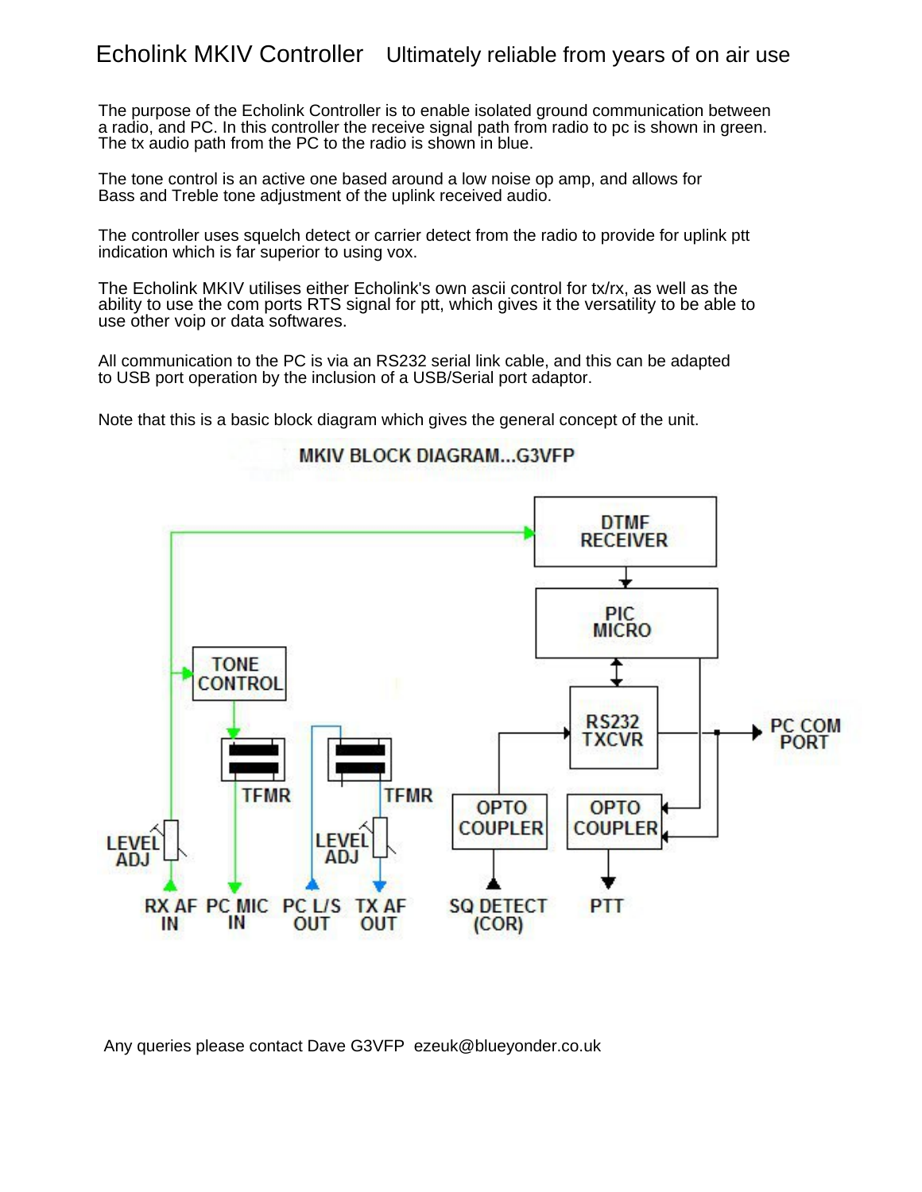# Echolink MKIV Controller Ultimately reliable from years of on air use

The purpose of the Echolink Controller is to enable isolated ground communication between a radio, and PC. In this controller the receive signal path from radio to pc is shown in green. The tx audio path from the PC to the radio is shown in blue.

The tone control is an active one based around a low noise op amp, and allows for Bass and Treble tone adjustment of the uplink received audio.

The controller uses squelch detect or carrier detect from the radio to provide for uplink ptt indication which is far superior to using vox.

The Echolink MKIV utilises either Echolink's own ascii control for tx/rx, as well as the ability to use the com ports RTS signal for ptt, which gives it the versatility to be able to use other voip or data softwares.

All communication to the PC is via an RS232 serial link cable, and this can be adapted to USB port operation by the inclusion of a USB/Serial port adaptor.

Note that this is a basic block diagram which gives the general concept of the unit.

MKIV BLOCK DIAGRAM...G3VFP

DTMF RECEIVER
PIC MICRO
TONE CONTROL
RS232 TXCVR
PC COM PORT
TFMR
TFMR
OPTO COUPLER
OPTO COUPLER
LEVEL ADJ
LEVEL ADJ
RX AF IN
PC MIC IN
PC L/S OUT
TX AF OUT
SQ DETECT (COR)
PTT

Any queries please contact Dave G3VFP ezeuk@blueyonder.co.uk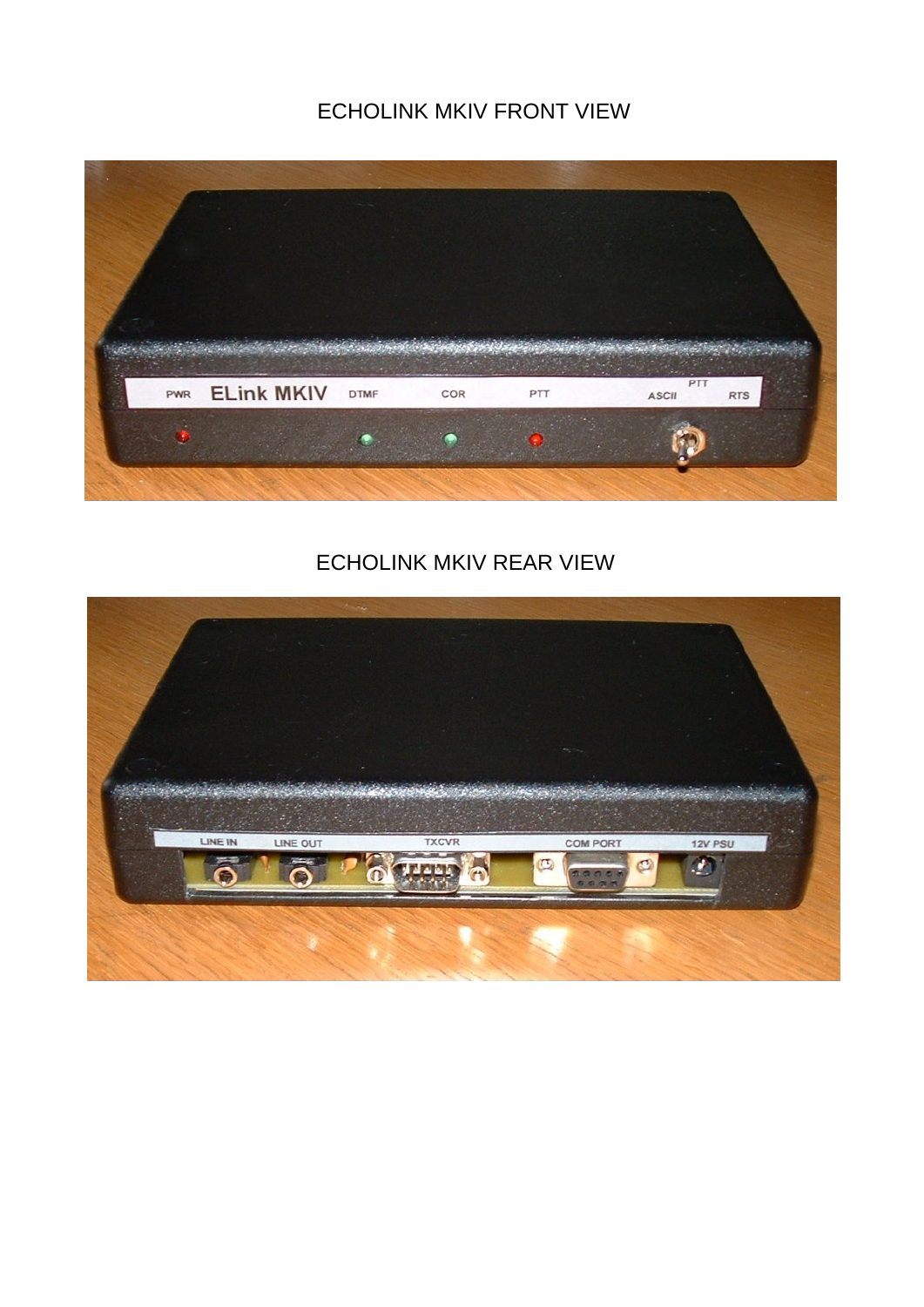ECHOLINK MKIV FRONT VIEW

ECHOLINK MKIV REAR VIEW